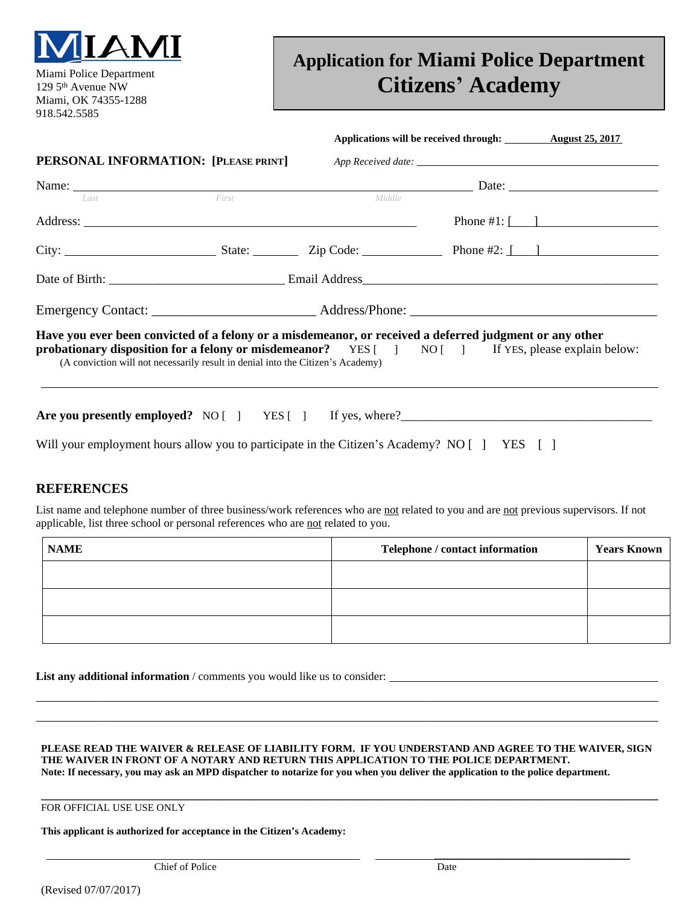MIAMI

Miami Police Department
129 5th Avenue NW
Miami, OK 74355-1288
918.542.5585

# Application for Miami Police Department Citizens' Academy

**Applications will be received through: August 25, 2017**

*App Received date:* ____________________

**PERSONAL INFORMATION: [PLEASE PRINT]**

Name: ________________________________________ Date: ____________________
*Last* *First* *Middle*

Address: ________________________________________ Phone #1: [___] ____________________

City: ____________________ State: ________ Zip Code: ____________ Phone #2: [___] ____________________

Date of Birth: ____________________ Email Address ________________________________________

Emergency Contact: ____________________ Address/Phone: ________________________________

**Have you ever been convicted of a felony or a misdemeanor, or received a deferred judgment or any other probationary disposition for a felony or misdemeanor?** YES [ ] NO [ ] If YES, please explain below:
(A conviction will not necessarily result in denial into the Citizen's Academy)

________________________________________________________________________________

**Are you presently employed?** NO [ ] YES [ ] If yes, where? ________________________________

Will your employment hours allow you to participate in the Citizen's Academy? NO [ ] YES [ ]

## REFERENCES

List name and telephone number of three business/work references who are not related to you and are not previous supervisors. If not applicable, list three school or personal references who are not related to you.

| NAME | Telephone / contact information | Years Known |
|---|---|---|
| | | |
| | | |
| | | |

**List any additional information** / comments you would like us to consider: ________________________________

________________________________________________________________________________

________________________________________________________________________________

**PLEASE READ THE WAIVER & RELEASE OF LIABILITY FORM. IF YOU UNDERSTAND AND AGREE TO THE WAIVER, SIGN THE WAIVER IN FRONT OF A NOTARY AND RETURN THIS APPLICATION TO THE POLICE DEPARTMENT.**
**Note: If necessary, you may ask an MPD dispatcher to notarize for you when you deliver the application to the police department.**

FOR OFFICIAL USE USE ONLY

**This applicant is authorized for acceptance in the Citizen's Academy:**

____________________________________ ____________________
Chief of Police Date

(Revised 07/07/2017)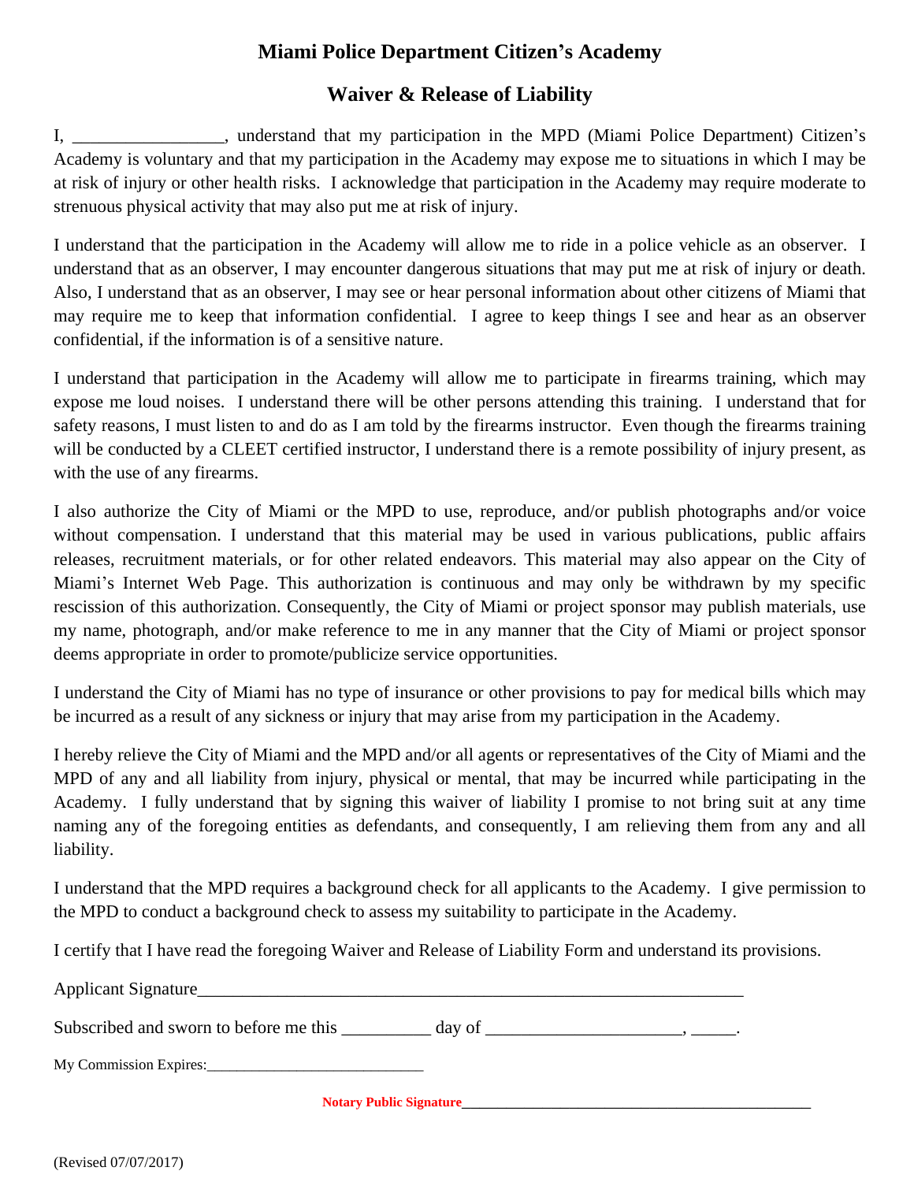# Miami Police Department Citizen's Academy

## Waiver & Release of Liability

I, _________________, understand that my participation in the MPD (Miami Police Department) Citizen's Academy is voluntary and that my participation in the Academy may expose me to situations in which I may be at risk of injury or other health risks. I acknowledge that participation in the Academy may require moderate to strenuous physical activity that may also put me at risk of injury.

I understand that the participation in the Academy will allow me to ride in a police vehicle as an observer. I understand that as an observer, I may encounter dangerous situations that may put me at risk of injury or death. Also, I understand that as an observer, I may see or hear personal information about other citizens of Miami that may require me to keep that information confidential. I agree to keep things I see and hear as an observer confidential, if the information is of a sensitive nature.

I understand that participation in the Academy will allow me to participate in firearms training, which may expose me loud noises. I understand there will be other persons attending this training. I understand that for safety reasons, I must listen to and do as I am told by the firearms instructor. Even though the firearms training will be conducted by a CLEET certified instructor, I understand there is a remote possibility of injury present, as with the use of any firearms.

I also authorize the City of Miami or the MPD to use, reproduce, and/or publish photographs and/or voice without compensation. I understand that this material may be used in various publications, public affairs releases, recruitment materials, or for other related endeavors. This material may also appear on the City of Miami's Internet Web Page. This authorization is continuous and may only be withdrawn by my specific rescission of this authorization. Consequently, the City of Miami or project sponsor may publish materials, use my name, photograph, and/or make reference to me in any manner that the City of Miami or project sponsor deems appropriate in order to promote/publicize service opportunities.

I understand the City of Miami has no type of insurance or other provisions to pay for medical bills which may be incurred as a result of any sickness or injury that may arise from my participation in the Academy.

I hereby relieve the City of Miami and the MPD and/or all agents or representatives of the City of Miami and the MPD of any and all liability from injury, physical or mental, that may be incurred while participating in the Academy. I fully understand that by signing this waiver of liability I promise to not bring suit at any time naming any of the foregoing entities as defendants, and consequently, I am relieving them from any and all liability.

I understand that the MPD requires a background check for all applicants to the Academy. I give permission to the MPD to conduct a background check to assess my suitability to participate in the Academy.

I certify that I have read the foregoing Waiver and Release of Liability Form and understand its provisions.

Applicant Signature_________________________________________________________________

Subscribed and sworn to before me this __________ day of ______________________, _____.

My Commission Expires:_____________________________

**Notary Public Signature**_______________________________________________

(Revised 07/07/2017)